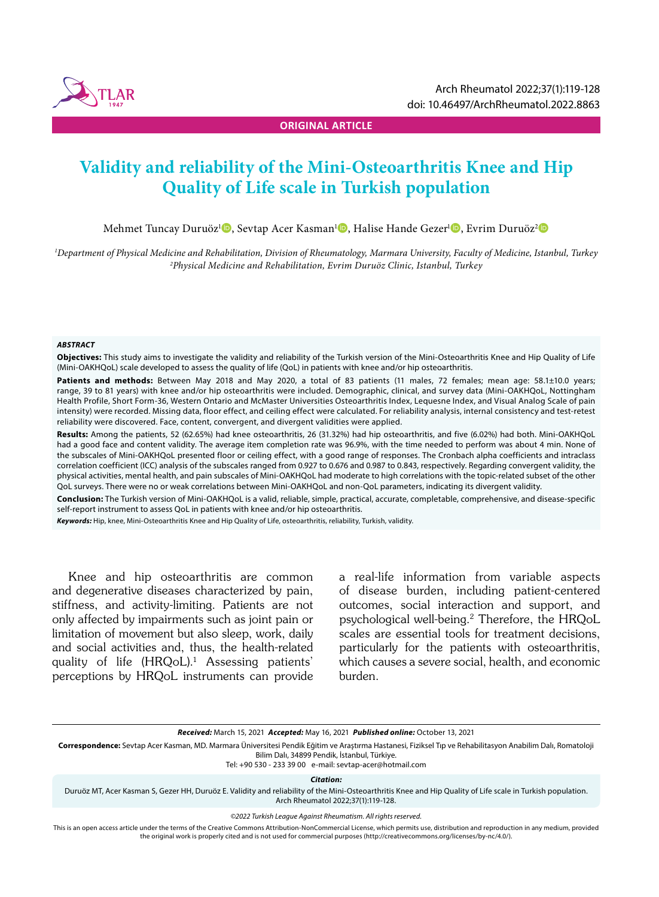ORIGINAL ARTICLE

# Validity and reliability of the Mini-Osteoarthritis Knee and Hip Quality of Life scale in Turkish population

Mehmet Tuncay Duruöz[1], Sevtap Acer Kasman[1], Halise Hande Gezer[1], Evrim Duruöz[2]

[1]*Department of Physical Medicine and Rehabilitation, Division of Rheumatology, Marmara University, Faculty of Medicine, Istanbul, Turkey*
[2]*Physical Medicine and Rehabilitation, Evrim Duruöz Clinic, Istanbul, Turkey*

### ABSTRACT

**Objectives:** This study aims to investigate the validity and reliability of the Turkish version of the Mini-Osteoarthritis Knee and Hip Quality of Life (Mini-OAKHQoL) scale developed to assess the quality of life (QoL) in patients with knee and/or hip osteoarthritis.

**Patients and methods:** Between May 2018 and May 2020, a total of 83 patients (11 males, 72 females; mean age: 58.1±10.0 years; range, 39 to 81 years) with knee and/or hip osteoarthritis were included. Demographic, clinical, and survey data (Mini-OAKHQoL, Nottingham Health Profile, Short Form-36, Western Ontario and McMaster Universities Osteoarthritis Index, Lequesne Index, and Visual Analog Scale of pain intensity) were recorded. Missing data, floor effect, and ceiling effect were calculated. For reliability analysis, internal consistency and test-retest reliability were discovered. Face, content, convergent, and divergent validities were applied.

**Results:** Among the patients, 52 (62.65%) had knee osteoarthritis, 26 (31.32%) had hip osteoarthritis, and five (6.02%) had both. Mini-OAKHQoL had a good face and content validity. The average item completion rate was 96.9%, with the time needed to perform was about 4 min. None of the subscales of Mini-OAKHQoL presented floor or ceiling effect, with a good range of responses. The Cronbach alpha coefficients and intraclass correlation coefficient (ICC) analysis of the subscales ranged from 0.927 to 0.676 and 0.987 to 0.843, respectively. Regarding convergent validity, the physical activities, mental health, and pain subscales of Mini-OAKHQoL had moderate to high correlations with the topic-related subset of the other QoL surveys. There were no or weak correlations between Mini-OAKHQoL and non-QoL parameters, indicating its divergent validity.

**Conclusion:** The Turkish version of Mini-OAKHQoL is a valid, reliable, simple, practical, accurate, completable, comprehensive, and disease-specific self-report instrument to assess QoL in patients with knee and/or hip osteoarthritis.

***Keywords:*** Hip, knee, Mini-Osteoarthritis Knee and Hip Quality of Life, osteoarthritis, reliability, Turkish, validity.

Knee and hip osteoarthritis are common and degenerative diseases characterized by pain, stiffness, and activity-limiting. Patients are not only affected by impairments such as joint pain or limitation of movement but also sleep, work, daily and social activities and, thus, the health-related quality of life (HRQoL).[1] Assessing patients' perceptions by HRQoL instruments can provide a real-life information from variable aspects of disease burden, including patient-centered outcomes, social interaction and support, and psychological well-being.[2] Therefore, the HRQoL scales are essential tools for treatment decisions, particularly for the patients with osteoarthritis, which causes a severe social, health, and economic burden.

***Received:*** March 15, 2021 ***Accepted:*** May 16, 2021 ***Published online:*** October 13, 2021

**Correspondence:** Sevtap Acer Kasman, MD. Marmara Üniversitesi Pendik Eğitim ve Araştırma Hastanesi, Fiziksel Tıp ve Rehabilitasyon Anabilim Dalı, Romatoloji Bilim Dalı, 34899 Pendik, İstanbul, Türkiye.
Tel: +90 530 - 233 39 00 e-mail: sevtap-acer@hotmail.com

***Citation:***
Duruöz MT, Acer Kasman S, Gezer HH, Duruöz E. Validity and reliability of the Mini-Osteoarthritis Knee and Hip Quality of Life scale in Turkish population. Arch Rheumatol 2022;37(1):119-128.

*©2022 Turkish League Against Rheumatism. All rights reserved.*

This is an open access article under the terms of the Creative Commons Attribution-NonCommercial License, which permits use, distribution and reproduction in any medium, provided the original work is properly cited and is not used for commercial purposes (http://creativecommons.org/licenses/by-nc/4.0/).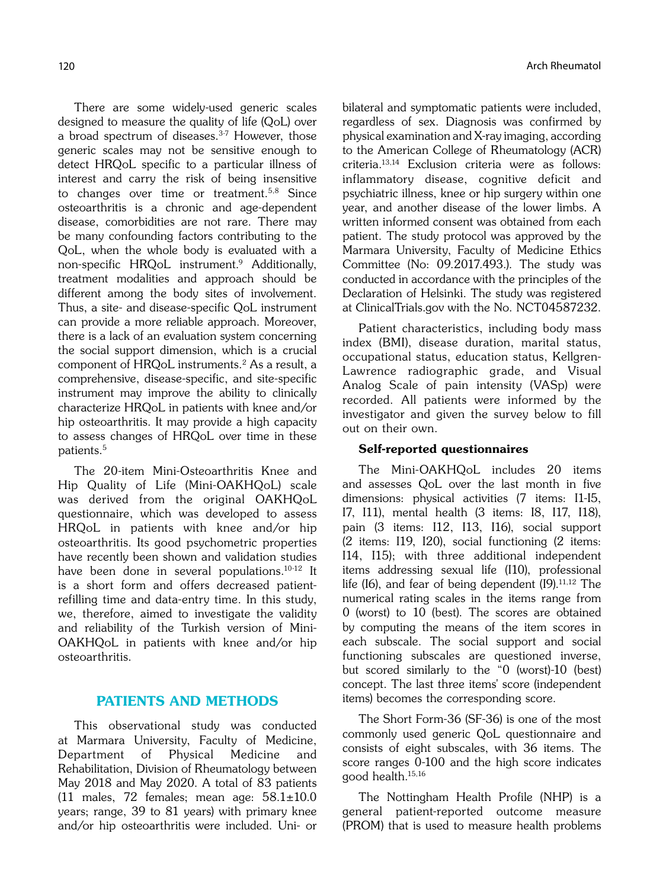There are some widely-used generic scales designed to measure the quality of life (QoL) over a broad spectrum of diseases.[3-7] However, those generic scales may not be sensitive enough to detect HRQoL specific to a particular illness of interest and carry the risk of being insensitive to changes over time or treatment.[5,8] Since osteoarthritis is a chronic and age-dependent disease, comorbidities are not rare. There may be many confounding factors contributing to the QoL, when the whole body is evaluated with a non-specific HRQoL instrument.[9] Additionally, treatment modalities and approach should be different among the body sites of involvement. Thus, a site- and disease-specific QoL instrument can provide a more reliable approach. Moreover, there is a lack of an evaluation system concerning the social support dimension, which is a crucial component of HRQoL instruments.[2] As a result, a comprehensive, disease-specific, and site-specific instrument may improve the ability to clinically characterize HRQoL in patients with knee and/or hip osteoarthritis. It may provide a high capacity to assess changes of HRQoL over time in these patients.[5]

The 20-item Mini-Osteoarthritis Knee and Hip Quality of Life (Mini-OAKHQoL) scale was derived from the original OAKHQoL questionnaire, which was developed to assess HRQoL in patients with knee and/or hip osteoarthritis. Its good psychometric properties have recently been shown and validation studies have been done in several populations.[10-12] It is a short form and offers decreased patient-refilling time and data-entry time. In this study, we, therefore, aimed to investigate the validity and reliability of the Turkish version of Mini-OAKHQoL in patients with knee and/or hip osteoarthritis.

## PATIENTS AND METHODS

This observational study was conducted at Marmara University, Faculty of Medicine, Department of Physical Medicine and Rehabilitation, Division of Rheumatology between May 2018 and May 2020. A total of 83 patients (11 males, 72 females; mean age: 58.1±10.0 years; range, 39 to 81 years) with primary knee and/or hip osteoarthritis were included. Uni- or bilateral and symptomatic patients were included, regardless of sex. Diagnosis was confirmed by physical examination and X-ray imaging, according to the American College of Rheumatology (ACR) criteria.[13,14] Exclusion criteria were as follows: inflammatory disease, cognitive deficit and psychiatric illness, knee or hip surgery within one year, and another disease of the lower limbs. A written informed consent was obtained from each patient. The study protocol was approved by the Marmara University, Faculty of Medicine Ethics Committee (No: 09.2017.493.). The study was conducted in accordance with the principles of the Declaration of Helsinki. The study was registered at ClinicalTrials.gov with the No. NCT04587232.

Patient characteristics, including body mass index (BMI), disease duration, marital status, occupational status, education status, Kellgren-Lawrence radiographic grade, and Visual Analog Scale of pain intensity (VASp) were recorded. All patients were informed by the investigator and given the survey below to fill out on their own.

### Self-reported questionnaires

The Mini-OAKHQoL includes 20 items and assesses QoL over the last month in five dimensions: physical activities (7 items: I1-I5, I7, I11), mental health (3 items: I8, I17, I18), pain (3 items: I12, I13, I16), social support (2 items: I19, I20), social functioning (2 items: I14, I15); with three additional independent items addressing sexual life (I10), professional life (I6), and fear of being dependent (I9).[11,12] The numerical rating scales in the items range from 0 (worst) to 10 (best). The scores are obtained by computing the means of the item scores in each subscale. The social support and social functioning subscales are questioned inverse, but scored similarly to the "0 (worst)-10 (best) concept. The last three items' score (independent items) becomes the corresponding score.

The Short Form-36 (SF-36) is one of the most commonly used generic QoL questionnaire and consists of eight subscales, with 36 items. The score ranges 0-100 and the high score indicates good health.[15,16]

The Nottingham Health Profile (NHP) is a general patient-reported outcome measure (PROM) that is used to measure health problems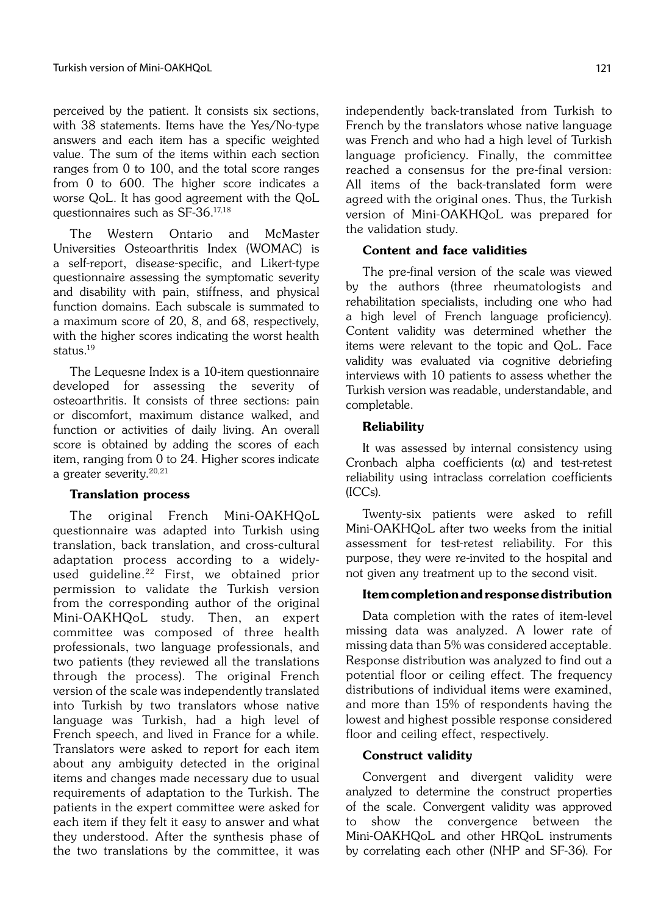perceived by the patient. It consists six sections, with 38 statements. Items have the Yes/No-type answers and each item has a specific weighted value. The sum of the items within each section ranges from 0 to 100, and the total score ranges from 0 to 600. The higher score indicates a worse QoL. It has good agreement with the QoL questionnaires such as SF-36.[17,18]

The Western Ontario and McMaster Universities Osteoarthritis Index (WOMAC) is a self-report, disease-specific, and Likert-type questionnaire assessing the symptomatic severity and disability with pain, stiffness, and physical function domains. Each subscale is summated to a maximum score of 20, 8, and 68, respectively, with the higher scores indicating the worst health status.[19]

The Lequesne Index is a 10-item questionnaire developed for assessing the severity of osteoarthritis. It consists of three sections: pain or discomfort, maximum distance walked, and function or activities of daily living. An overall score is obtained by adding the scores of each item, ranging from 0 to 24. Higher scores indicate a greater severity.[20,21]

### Translation process

The original French Mini-OAKHQoL questionnaire was adapted into Turkish using translation, back translation, and cross-cultural adaptation process according to a widely-used guideline.[22] First, we obtained prior permission to validate the Turkish version from the corresponding author of the original Mini-OAKHQoL study. Then, an expert committee was composed of three health professionals, two language professionals, and two patients (they reviewed all the translations through the process). The original French version of the scale was independently translated into Turkish by two translators whose native language was Turkish, had a high level of French speech, and lived in France for a while. Translators were asked to report for each item about any ambiguity detected in the original items and changes made necessary due to usual requirements of adaptation to the Turkish. The patients in the expert committee were asked for each item if they felt it easy to answer and what they understood. After the synthesis phase of the two translations by the committee, it was independently back-translated from Turkish to French by the translators whose native language was French and who had a high level of Turkish language proficiency. Finally, the committee reached a consensus for the pre-final version: All items of the back-translated form were agreed with the original ones. Thus, the Turkish version of Mini-OAKHQoL was prepared for the validation study.

### Content and face validities

The pre-final version of the scale was viewed by the authors (three rheumatologists and rehabilitation specialists, including one who had a high level of French language proficiency). Content validity was determined whether the items were relevant to the topic and QoL. Face validity was evaluated via cognitive debriefing interviews with 10 patients to assess whether the Turkish version was readable, understandable, and completable.

### Reliability

It was assessed by internal consistency using Cronbach alpha coefficients ($\alpha$) and test-retest reliability using intraclass correlation coefficients (ICCs).

Twenty-six patients were asked to refill Mini-OAKHQoL after two weeks from the initial assessment for test-retest reliability. For this purpose, they were re-invited to the hospital and not given any treatment up to the second visit.

### Item completion and response distribution

Data completion with the rates of item-level missing data was analyzed. A lower rate of missing data than 5% was considered acceptable. Response distribution was analyzed to find out a potential floor or ceiling effect. The frequency distributions of individual items were examined, and more than 15% of respondents having the lowest and highest possible response considered floor and ceiling effect, respectively.

### Construct validity

Convergent and divergent validity were analyzed to determine the construct properties of the scale. Convergent validity was approved to show the convergence between the Mini-OAKHQoL and other HRQoL instruments by correlating each other (NHP and SF-36). For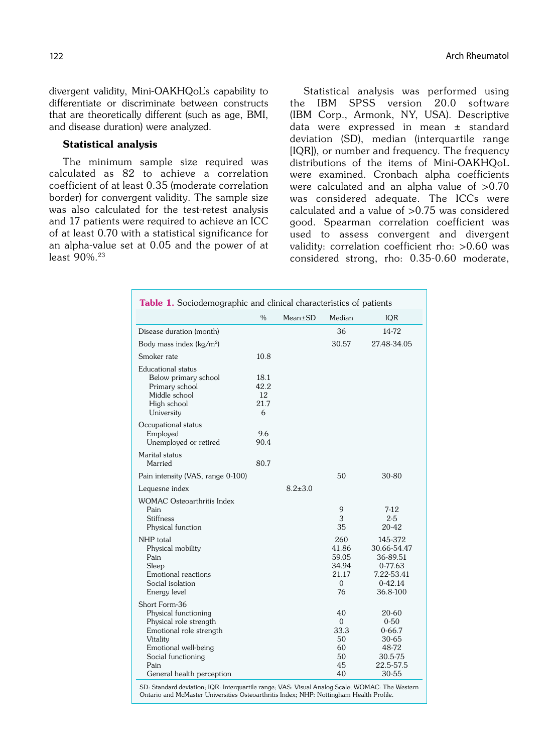divergent validity, Mini-OAKHQoL's capability to differentiate or discriminate between constructs that are theoretically different (such as age, BMI, and disease duration) were analyzed.

### Statistical analysis

The minimum sample size required was calculated as 82 to achieve a correlation coefficient of at least 0.35 (moderate correlation border) for convergent validity. The sample size was also calculated for the test-retest analysis and 17 patients were required to achieve an ICC of at least 0.70 with a statistical significance for an alpha-value set at 0.05 and the power of at least 90%.[23]

Statistical analysis was performed using the IBM SPSS version 20.0 software (IBM Corp., Armonk, NY, USA). Descriptive data were expressed in mean ± standard deviation (SD), median (interquartile range [IQR]), or number and frequency. The frequency distributions of the items of Mini-OAKHQoL were examined. Cronbach alpha coefficients were calculated and an alpha value of >0.70 was considered adequate. The ICCs were calculated and a value of >0.75 was considered good. Spearman correlation coefficient was used to assess convergent and divergent validity: correlation coefficient rho: >0.60 was considered strong, rho: 0.35-0.60 moderate,

**Table 1.** Sociodemographic and clinical characteristics of patients

| | % | Mean±SD | Median | IQR |
|---|---|---|---|---|
| Disease duration (month) | | | 36 | 14-72 |
| Body mass index (kg/m²) | | | 30.57 | 27.48-34.05 |
| Smoker rate | 10.8 | | | |
| Educational status | | | | |
| Below primary school | 18.1 | | | |
| Primary school | 42.2 | | | |
| Middle school | 12 | | | |
| High school | 21.7 | | | |
| University | 6 | | | |
| Occupational status | | | | |
| Employed | 9.6 | | | |
| Unemployed or retired | 90.4 | | | |
| Marital status | | | | |
| Married | 80.7 | | | |
| Pain intensity (VAS, range 0-100) | | | 50 | 30-80 |
| Lequesne index | | 8.2±3.0 | | |
| WOMAC Osteoarthritis Index | | | | |
| Pain | | | 9 | 7-12 |
| Stiffness | | | 3 | 2-5 |
| Physical function | | | 35 | 20-42 |
| NHP total | | | 260 | 145-372 |
| Physical mobility | | | 41.86 | 30.66-54.47 |
| Pain | | | 59.05 | 36-89.51 |
| Sleep | | | 34.94 | 0-77.63 |
| Emotional reactions | | | 21.17 | 7.22-53.41 |
| Social isolation | | | 0 | 0-42.14 |
| Energy level | | | 76 | 36.8-100 |
| Short Form-36 | | | | |
| Physical functioning | | | 40 | 20-60 |
| Physical role strength | | | 0 | 0-50 |
| Emotional role strength | | | 33.3 | 0-66.7 |
| Vitality | | | 50 | 30-65 |
| Emotional well-being | | | 60 | 48-72 |
| Social functioning | | | 50 | 30.5-75 |
| Pain | | | 45 | 22.5-57.5 |
| General health perception | | | 40 | 30-55 |

SD: Standard deviation; IQR: Interquartile range; VAS: Visual Analog Scale; WOMAC: The Western Ontario and McMaster Universities Osteoarthritis Index; NHP: Nottingham Health Profile.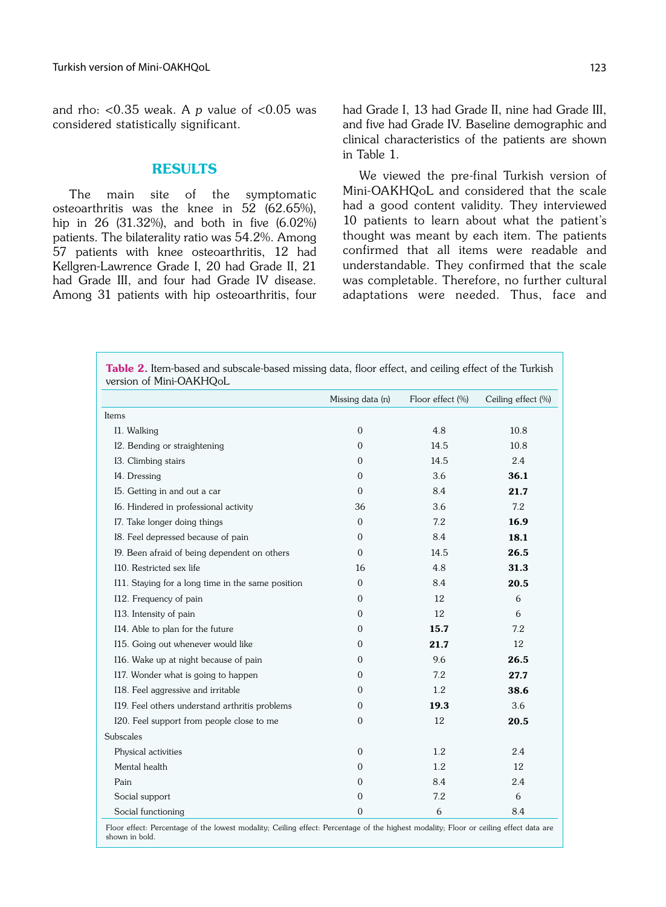and rho: <0.35 weak. A *p* value of <0.05 was considered statistically significant.

## RESULTS

The main site of the symptomatic osteoarthritis was the knee in 52 (62.65%), hip in 26 (31.32%), and both in five (6.02%) patients. The bilaterality ratio was 54.2%. Among 57 patients with knee osteoarthritis, 12 had Kellgren-Lawrence Grade I, 20 had Grade II, 21 had Grade III, and four had Grade IV disease. Among 31 patients with hip osteoarthritis, four had Grade I, 13 had Grade II, nine had Grade III, and five had Grade IV. Baseline demographic and clinical characteristics of the patients are shown in Table 1.

We viewed the pre-final Turkish version of Mini-OAKHQoL and considered that the scale had a good content validity. They interviewed 10 patients to learn about what the patient's thought was meant by each item. The patients confirmed that all items were readable and understandable. They confirmed that the scale was completable. Therefore, no further cultural adaptations were needed. Thus, face and

**Table 2.** Item-based and subscale-based missing data, floor effect, and ceiling effect of the Turkish version of Mini-OAKHQoL

| | Missing data (n) | Floor effect (%) | Ceiling effect (%) |
|---|---|---|---|
| Items | | | |
| I1. Walking | 0 | 4.8 | 10.8 |
| I2. Bending or straightening | 0 | 14.5 | 10.8 |
| I3. Climbing stairs | 0 | 14.5 | 2.4 |
| I4. Dressing | 0 | 3.6 | **36.1** |
| I5. Getting in and out a car | 0 | 8.4 | **21.7** |
| I6. Hindered in professional activity | 36 | 3.6 | 7.2 |
| I7. Take longer doing things | 0 | 7.2 | **16.9** |
| I8. Feel depressed because of pain | 0 | 8.4 | **18.1** |
| I9. Been afraid of being dependent on others | 0 | 14.5 | **26.5** |
| I10. Restricted sex life | 16 | 4.8 | **31.3** |
| I11. Staying for a long time in the same position | 0 | 8.4 | **20.5** |
| I12. Frequency of pain | 0 | 12 | 6 |
| I13. Intensity of pain | 0 | 12 | 6 |
| I14. Able to plan for the future | 0 | **15.7** | 7.2 |
| I15. Going out whenever would like | 0 | **21.7** | 12 |
| I16. Wake up at night because of pain | 0 | 9.6 | **26.5** |
| I17. Wonder what is going to happen | 0 | 7.2 | **27.7** |
| I18. Feel aggressive and irritable | 0 | 1.2 | **38.6** |
| I19. Feel others understand arthritis problems | 0 | **19.3** | 3.6 |
| I20. Feel support from people close to me | 0 | 12 | **20.5** |
| Subscales | | | |
| Physical activities | 0 | 1.2 | 2.4 |
| Mental health | 0 | 1.2 | 12 |
| Pain | 0 | 8.4 | 2.4 |
| Social support | 0 | 7.2 | 6 |
| Social functioning | 0 | 6 | 8.4 |

Floor effect: Percentage of the lowest modality; Ceiling effect: Percentage of the highest modality; Floor or ceiling effect data are shown in bold.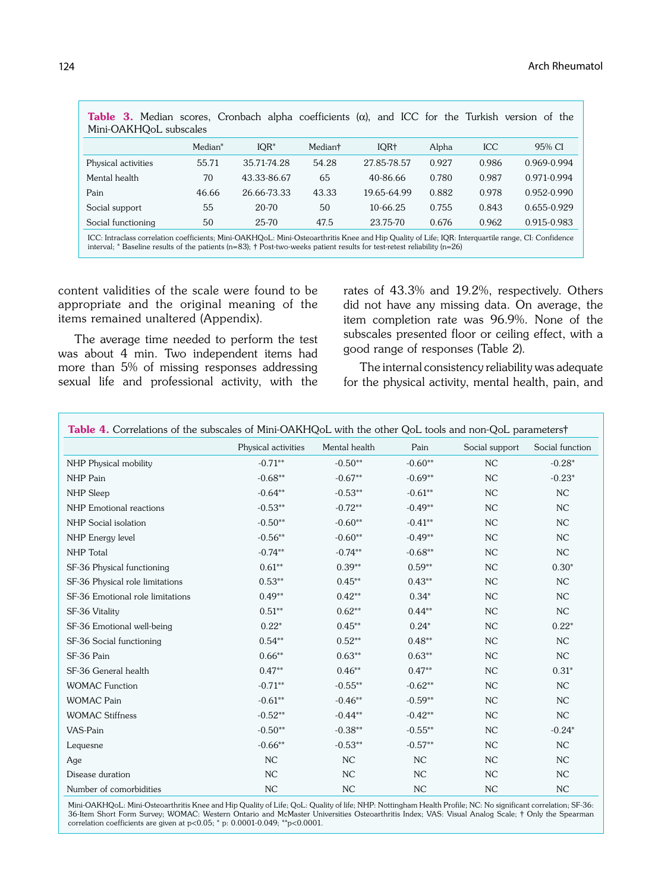**Table 3.** Median scores, Cronbach alpha coefficients (α), and ICC for the Turkish version of the Mini-OAKHQoL subscales

| | Median* | IQR* | Median† | IQR† | Alpha | ICC | 95% CI |
|---|---|---|---|---|---|---|---|
| Physical activities | 55.71 | 35.71-74.28 | 54.28 | 27.85-78.57 | 0.927 | 0.986 | 0.969-0.994 |
| Mental health | 70 | 43.33-86.67 | 65 | 40-86.66 | 0.780 | 0.987 | 0.971-0.994 |
| Pain | 46.66 | 26.66-73.33 | 43.33 | 19.65-64.99 | 0.882 | 0.978 | 0.952-0.990 |
| Social support | 55 | 20-70 | 50 | 10-66.25 | 0.755 | 0.843 | 0.655-0.929 |
| Social functioning | 50 | 25-70 | 47.5 | 23.75-70 | 0.676 | 0.962 | 0.915-0.983 |

ICC: Intraclass correlation coefficients; Mini-OAKHQoL: Mini-Osteoarthritis Knee and Hip Quality of Life; IQR: Interquartile range, CI: Confidence interval; * Baseline results of the patients (n=83); † Post-two-weeks patient results for test-retest reliability (n=26)

content validities of the scale were found to be appropriate and the original meaning of the items remained unaltered (Appendix).

The average time needed to perform the test was about 4 min. Two independent items had more than 5% of missing responses addressing sexual life and professional activity, with the rates of 43.3% and 19.2%, respectively. Others did not have any missing data. On average, the item completion rate was 96.9%. None of the subscales presented floor or ceiling effect, with a good range of responses (Table 2).

The internal consistency reliability was adequate for the physical activity, mental health, pain, and

**Table 4.** Correlations of the subscales of Mini-OAKHQoL with the other QoL tools and non-QoL parameters†

| | Physical activities | Mental health | Pain | Social support | Social function |
|---|---|---|---|---|---|
| NHP Physical mobility | -0.71** | -0.50** | -0.60** | NC | -0.28* |
| NHP Pain | -0.68** | -0.67** | -0.69** | NC | -0.23* |
| NHP Sleep | -0.64** | -0.53** | -0.61** | NC | NC |
| NHP Emotional reactions | -0.53** | -0.72** | -0.49** | NC | NC |
| NHP Social isolation | -0.50** | -0.60** | -0.41** | NC | NC |
| NHP Energy level | -0.56** | -0.60** | -0.49** | NC | NC |
| NHP Total | -0.74** | -0.74** | -0.68** | NC | NC |
| SF-36 Physical functioning | 0.61** | 0.39** | 0.59** | NC | 0.30* |
| SF-36 Physical role limitations | 0.53** | 0.45** | 0.43** | NC | NC |
| SF-36 Emotional role limitations | 0.49** | 0.42** | 0.34* | NC | NC |
| SF-36 Vitality | 0.51** | 0.62** | 0.44** | NC | NC |
| SF-36 Emotional well-being | 0.22* | 0.45** | 0.24* | NC | 0.22* |
| SF-36 Social functioning | 0.54** | 0.52** | 0.48** | NC | NC |
| SF-36 Pain | 0.66** | 0.63** | 0.63** | NC | NC |
| SF-36 General health | 0.47** | 0.46** | 0.47** | NC | 0.31* |
| WOMAC Function | -0.71** | -0.55** | -0.62** | NC | NC |
| WOMAC Pain | -0.61** | -0.46** | -0.59** | NC | NC |
| WOMAC Stiffness | -0.52** | -0.44** | -0.42** | NC | NC |
| VAS-Pain | -0.50** | -0.38** | -0.55** | NC | -0.24* |
| Lequesne | -0.66** | -0.53** | -0.57** | NC | NC |
| Age | NC | NC | NC | NC | NC |
| Disease duration | NC | NC | NC | NC | NC |
| Number of comorbidities | NC | NC | NC | NC | NC |

Mini-OAKHQoL: Mini-Osteoarthritis Knee and Hip Quality of Life; QoL: Quality of life; NHP: Nottingham Health Profile; NC: No significant correlation; SF-36: 36-Item Short Form Survey; WOMAC: Western Ontario and McMaster Universities Osteoarthritis Index; VAS: Visual Analog Scale; † Only the Spearman correlation coefficients are given at $p<0.05$; * p: 0.0001-0.049; ** $p<0.0001$.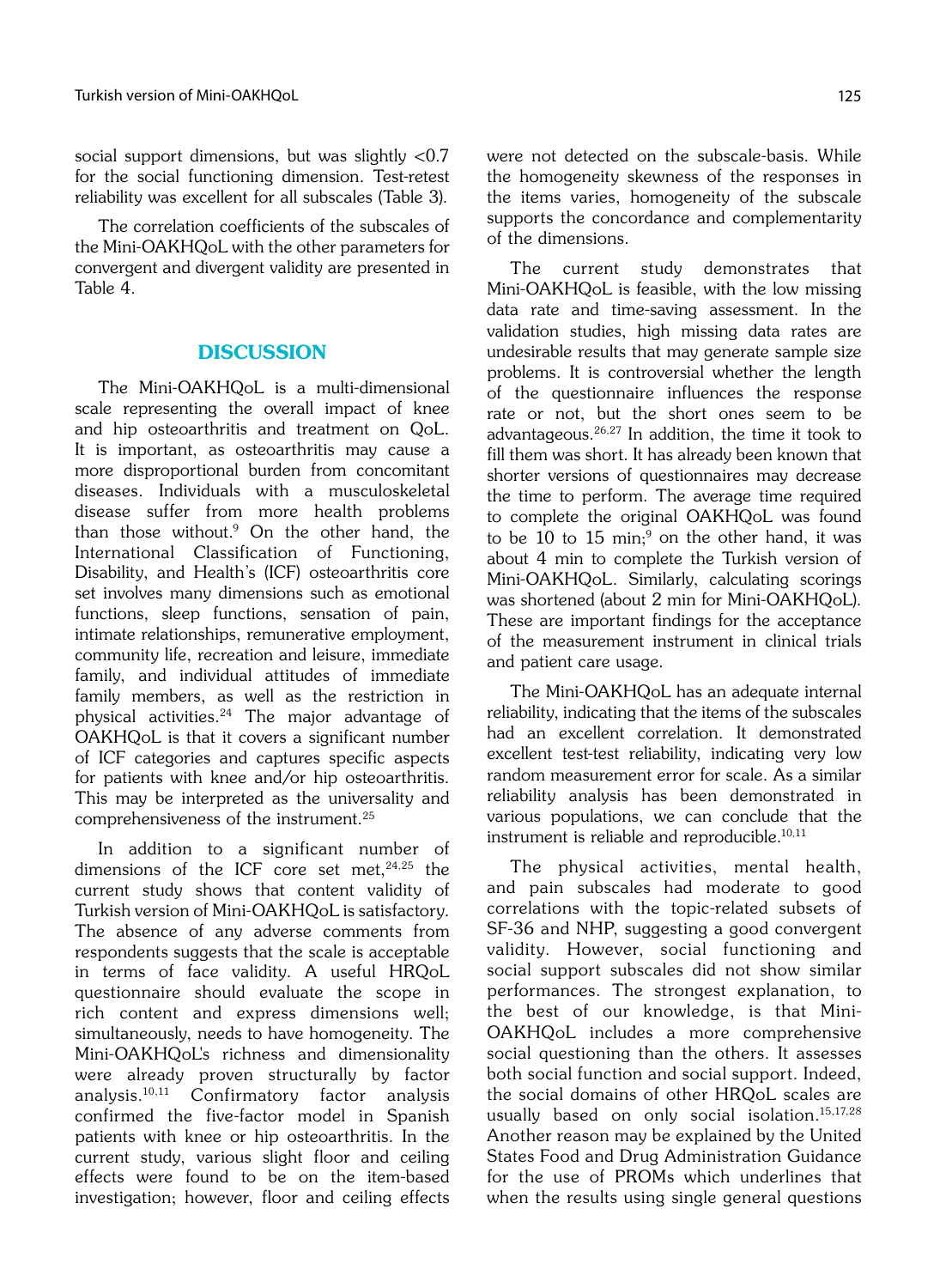social support dimensions, but was slightly <0.7 for the social functioning dimension. Test-retest reliability was excellent for all subscales (Table 3).

The correlation coefficients of the subscales of the Mini-OAKHQoL with the other parameters for convergent and divergent validity are presented in Table 4.

## DISCUSSION

The Mini-OAKHQoL is a multi-dimensional scale representing the overall impact of knee and hip osteoarthritis and treatment on QoL. It is important, as osteoarthritis may cause a more disproportional burden from concomitant diseases. Individuals with a musculoskeletal disease suffer from more health problems than those without.[9] On the other hand, the International Classification of Functioning, Disability, and Health's (ICF) osteoarthritis core set involves many dimensions such as emotional functions, sleep functions, sensation of pain, intimate relationships, remunerative employment, community life, recreation and leisure, immediate family, and individual attitudes of immediate family members, as well as the restriction in physical activities.[24] The major advantage of OAKHQoL is that it covers a significant number of ICF categories and captures specific aspects for patients with knee and/or hip osteoarthritis. This may be interpreted as the universality and comprehensiveness of the instrument.[25]

In addition to a significant number of dimensions of the ICF core set met,[24,25] the current study shows that content validity of Turkish version of Mini-OAKHQoL is satisfactory. The absence of any adverse comments from respondents suggests that the scale is acceptable in terms of face validity. A useful HRQoL questionnaire should evaluate the scope in rich content and express dimensions well; simultaneously, needs to have homogeneity. The Mini-OAKHQoL's richness and dimensionality were already proven structurally by factor analysis.[10,11] Confirmatory factor analysis confirmed the five-factor model in Spanish patients with knee or hip osteoarthritis. In the current study, various slight floor and ceiling effects were found to be on the item-based investigation; however, floor and ceiling effects were not detected on the subscale-basis. While the homogeneity skewness of the responses in the items varies, homogeneity of the subscale supports the concordance and complementarity of the dimensions.

The current study demonstrates that Mini-OAKHQoL is feasible, with the low missing data rate and time-saving assessment. In the validation studies, high missing data rates are undesirable results that may generate sample size problems. It is controversial whether the length of the questionnaire influences the response rate or not, but the short ones seem to be advantageous.[26,27] In addition, the time it took to fill them was short. It has already been known that shorter versions of questionnaires may decrease the time to perform. The average time required to complete the original OAKHQoL was found to be 10 to 15 min;[9] on the other hand, it was about 4 min to complete the Turkish version of Mini-OAKHQoL. Similarly, calculating scorings was shortened (about 2 min for Mini-OAKHQoL). These are important findings for the acceptance of the measurement instrument in clinical trials and patient care usage.

The Mini-OAKHQoL has an adequate internal reliability, indicating that the items of the subscales had an excellent correlation. It demonstrated excellent test-test reliability, indicating very low random measurement error for scale. As a similar reliability analysis has been demonstrated in various populations, we can conclude that the instrument is reliable and reproducible.[10,11]

The physical activities, mental health, and pain subscales had moderate to good correlations with the topic-related subsets of SF-36 and NHP, suggesting a good convergent validity. However, social functioning and social support subscales did not show similar performances. The strongest explanation, to the best of our knowledge, is that Mini-OAKHQoL includes a more comprehensive social questioning than the others. It assesses both social function and social support. Indeed, the social domains of other HRQoL scales are usually based on only social isolation.[15,17,28] Another reason may be explained by the United States Food and Drug Administration Guidance for the use of PROMs which underlines that when the results using single general questions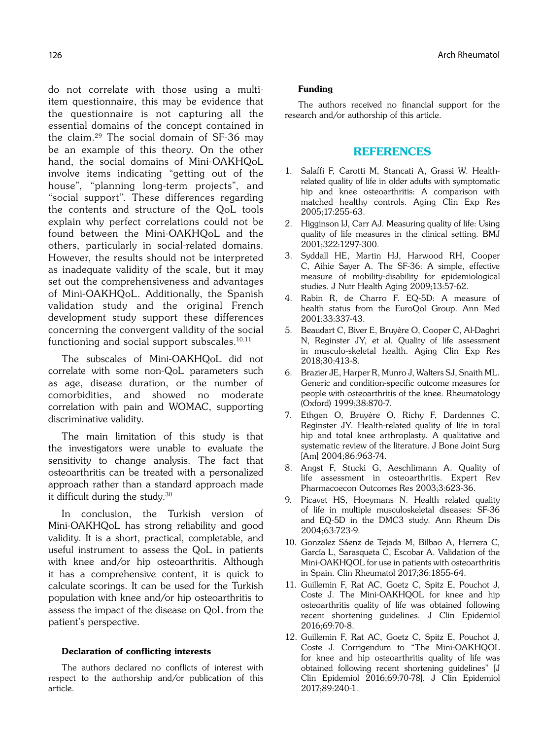do not correlate with those using a multi-item questionnaire, this may be evidence that the questionnaire is not capturing all the essential domains of the concept contained in the claim.[29] The social domain of SF-36 may be an example of this theory. On the other hand, the social domains of Mini-OAKHQoL involve items indicating "getting out of the house", "planning long-term projects", and "social support". These differences regarding the contents and structure of the QoL tools explain why perfect correlations could not be found between the Mini-OAKHQoL and the others, particularly in social-related domains. However, the results should not be interpreted as inadequate validity of the scale, but it may set out the comprehensiveness and advantages of Mini-OAKHQoL. Additionally, the Spanish validation study and the original French development study support these differences concerning the convergent validity of the social functioning and social support subscales.[10,11]

The subscales of Mini-OAKHQoL did not correlate with some non-QoL parameters such as age, disease duration, or the number of comorbidities, and showed no moderate correlation with pain and WOMAC, supporting discriminative validity.

The main limitation of this study is that the investigators were unable to evaluate the sensitivity to change analysis. The fact that osteoarthritis can be treated with a personalized approach rather than a standard approach made it difficult during the study.[30]

In conclusion, the Turkish version of Mini-OAKHQoL has strong reliability and good validity. It is a short, practical, completable, and useful instrument to assess the QoL in patients with knee and/or hip osteoarthritis. Although it has a comprehensive content, it is quick to calculate scorings. It can be used for the Turkish population with knee and/or hip osteoarthritis to assess the impact of the disease on QoL from the patient's perspective.

#### Declaration of conflicting interests

The authors declared no conflicts of interest with respect to the authorship and/or publication of this article.

#### Funding

The authors received no financial support for the research and/or authorship of this article.

## REFERENCES

1. Salaffi F, Carotti M, Stancati A, Grassi W. Health-related quality of life in older adults with symptomatic hip and knee osteoarthritis: A comparison with matched healthy controls. Aging Clin Exp Res 2005;17:255-63.
2. Higginson IJ, Carr AJ. Measuring quality of life: Using quality of life measures in the clinical setting. BMJ 2001;322:1297-300.
3. Syddall HE, Martin HJ, Harwood RH, Cooper C, Aihie Sayer A. The SF-36: A simple, effective measure of mobility-disability for epidemiological studies. J Nutr Health Aging 2009;13:57-62.
4. Rabin R, de Charro F. EQ-5D: A measure of health status from the EuroQol Group. Ann Med 2001;33:337-43.
5. Beaudart C, Biver E, Bruyère O, Cooper C, Al-Daghri N, Reginster JY, et al. Quality of life assessment in musculo-skeletal health. Aging Clin Exp Res 2018;30:413-8.
6. Brazier JE, Harper R, Munro J, Walters SJ, Snaith ML. Generic and condition-specific outcome measures for people with osteoarthritis of the knee. Rheumatology (Oxford) 1999;38:870-7.
7. Ethgen O, Bruyère O, Richy F, Dardennes C, Reginster JY. Health-related quality of life in total hip and total knee arthroplasty. A qualitative and systematic review of the literature. J Bone Joint Surg [Am] 2004;86:963-74.
8. Angst F, Stucki G, Aeschlimann A. Quality of life assessment in osteoarthritis. Expert Rev Pharmacoecon Outcomes Res 2003;3:623-36.
9. Picavet HS, Hoeymans N. Health related quality of life in multiple musculoskeletal diseases: SF-36 and EQ-5D in the DMC3 study. Ann Rheum Dis 2004;63:723-9.
10. Gonzalez Sáenz de Tejada M, Bilbao A, Herrera C, García L, Sarasqueta C, Escobar A. Validation of the Mini-OAKHQOL for use in patients with osteoarthritis in Spain. Clin Rheumatol 2017;36:1855-64.
11. Guillemin F, Rat AC, Goetz C, Spitz E, Pouchot J, Coste J. The Mini-OAKHQOL for knee and hip osteoarthritis quality of life was obtained following recent shortening guidelines. J Clin Epidemiol 2016;69:70-8.
12. Guillemin F, Rat AC, Goetz C, Spitz E, Pouchot J, Coste J. Corrigendum to "The Mini-OAKHQOL for knee and hip osteoarthritis quality of life was obtained following recent shortening guidelines" [J Clin Epidemiol 2016;69:70-78]. J Clin Epidemiol 2017;89:240-1.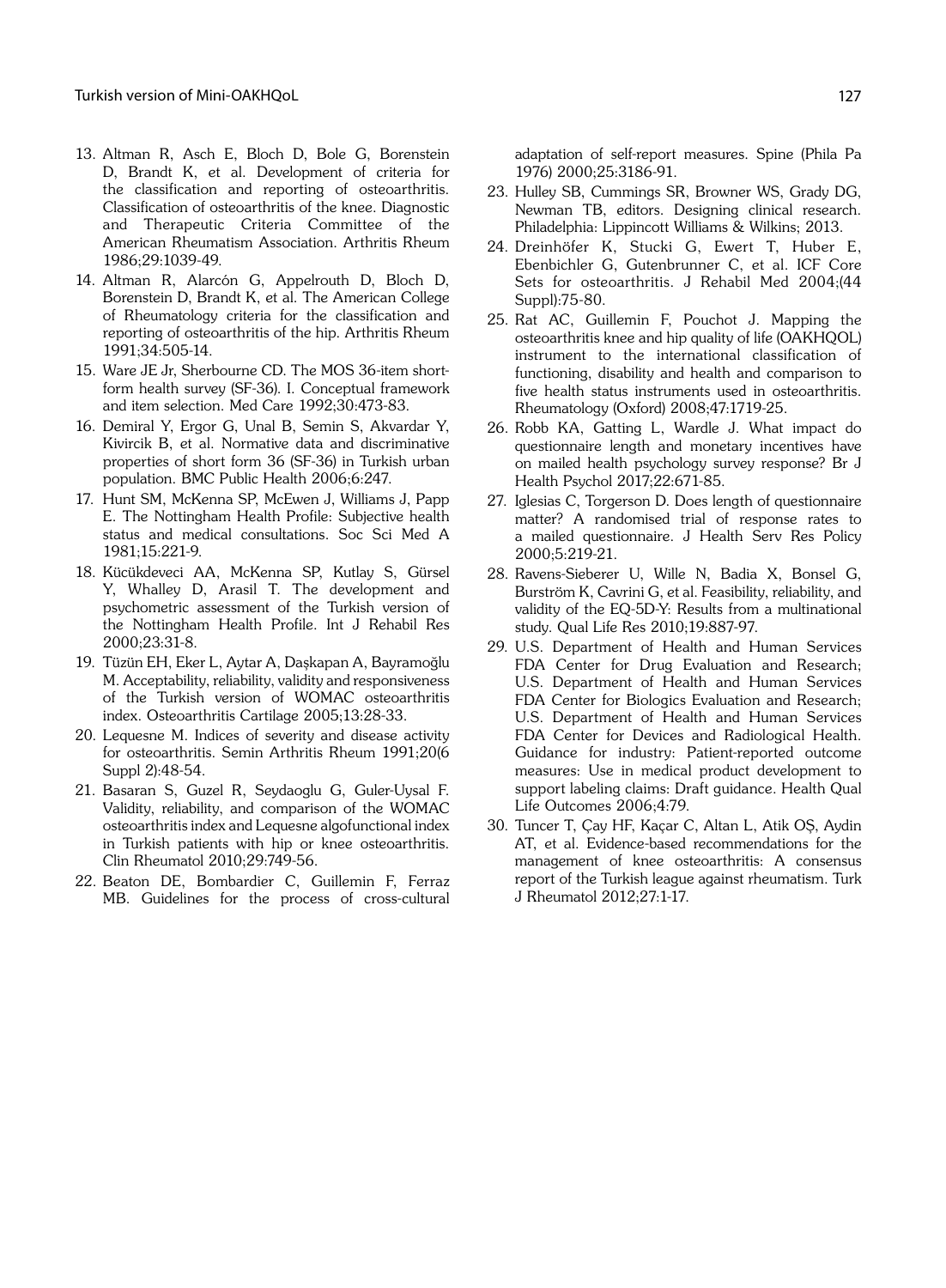13. Altman R, Asch E, Bloch D, Bole G, Borenstein D, Brandt K, et al. Development of criteria for the classification and reporting of osteoarthritis. Classification of osteoarthritis of the knee. Diagnostic and Therapeutic Criteria Committee of the American Rheumatism Association. Arthritis Rheum 1986;29:1039-49.
14. Altman R, Alarcón G, Appelrouth D, Bloch D, Borenstein D, Brandt K, et al. The American College of Rheumatology criteria for the classification and reporting of osteoarthritis of the hip. Arthritis Rheum 1991;34:505-14.
15. Ware JE Jr, Sherbourne CD. The MOS 36-item short-form health survey (SF-36). I. Conceptual framework and item selection. Med Care 1992;30:473-83.
16. Demiral Y, Ergor G, Unal B, Semin S, Akvardar Y, Kivircik B, et al. Normative data and discriminative properties of short form 36 (SF-36) in Turkish urban population. BMC Public Health 2006;6:247.
17. Hunt SM, McKenna SP, McEwen J, Williams J, Papp E. The Nottingham Health Profile: Subjective health status and medical consultations. Soc Sci Med A 1981;15:221-9.
18. Kücükdeveci AA, McKenna SP, Kutlay S, Gürsel Y, Whalley D, Arasil T. The development and psychometric assessment of the Turkish version of the Nottingham Health Profile. Int J Rehabil Res 2000;23:31-8.
19. Tüzün EH, Eker L, Aytar A, Daşkapan A, Bayramoğlu M. Acceptability, reliability, validity and responsiveness of the Turkish version of WOMAC osteoarthritis index. Osteoarthritis Cartilage 2005;13:28-33.
20. Lequesne M. Indices of severity and disease activity for osteoarthritis. Semin Arthritis Rheum 1991;20(6 Suppl 2):48-54.
21. Basaran S, Guzel R, Seydaoglu G, Guler-Uysal F. Validity, reliability, and comparison of the WOMAC osteoarthritis index and Lequesne algofunctional index in Turkish patients with hip or knee osteoarthritis. Clin Rheumatol 2010;29:749-56.
22. Beaton DE, Bombardier C, Guillemin F, Ferraz MB. Guidelines for the process of cross-cultural adaptation of self-report measures. Spine (Phila Pa 1976) 2000;25:3186-91.
23. Hulley SB, Cummings SR, Browner WS, Grady DG, Newman TB, editors. Designing clinical research. Philadelphia: Lippincott Williams & Wilkins; 2013.
24. Dreinhöfer K, Stucki G, Ewert T, Huber E, Ebenbichler G, Gutenbrunner C, et al. ICF Core Sets for osteoarthritis. J Rehabil Med 2004;(44 Suppl):75-80.
25. Rat AC, Guillemin F, Pouchot J. Mapping the osteoarthritis knee and hip quality of life (OAKHQOL) instrument to the international classification of functioning, disability and health and comparison to five health status instruments used in osteoarthritis. Rheumatology (Oxford) 2008;47:1719-25.
26. Robb KA, Gatting L, Wardle J. What impact do questionnaire length and monetary incentives have on mailed health psychology survey response? Br J Health Psychol 2017;22:671-85.
27. Iglesias C, Torgerson D. Does length of questionnaire matter? A randomised trial of response rates to a mailed questionnaire. J Health Serv Res Policy 2000;5:219-21.
28. Ravens-Sieberer U, Wille N, Badia X, Bonsel G, Burström K, Cavrini G, et al. Feasibility, reliability, and validity of the EQ-5D-Y: Results from a multinational study. Qual Life Res 2010;19:887-97.
29. U.S. Department of Health and Human Services FDA Center for Drug Evaluation and Research; U.S. Department of Health and Human Services FDA Center for Biologics Evaluation and Research; U.S. Department of Health and Human Services FDA Center for Devices and Radiological Health. Guidance for industry: Patient-reported outcome measures: Use in medical product development to support labeling claims: Draft guidance. Health Qual Life Outcomes 2006;4:79.
30. Tuncer T, Çay HF, Kaçar C, Altan L, Atik OŞ, Aydin AT, et al. Evidence-based recommendations for the management of knee osteoarthritis: A consensus report of the Turkish league against rheumatism. Turk J Rheumatol 2012;27:1-17.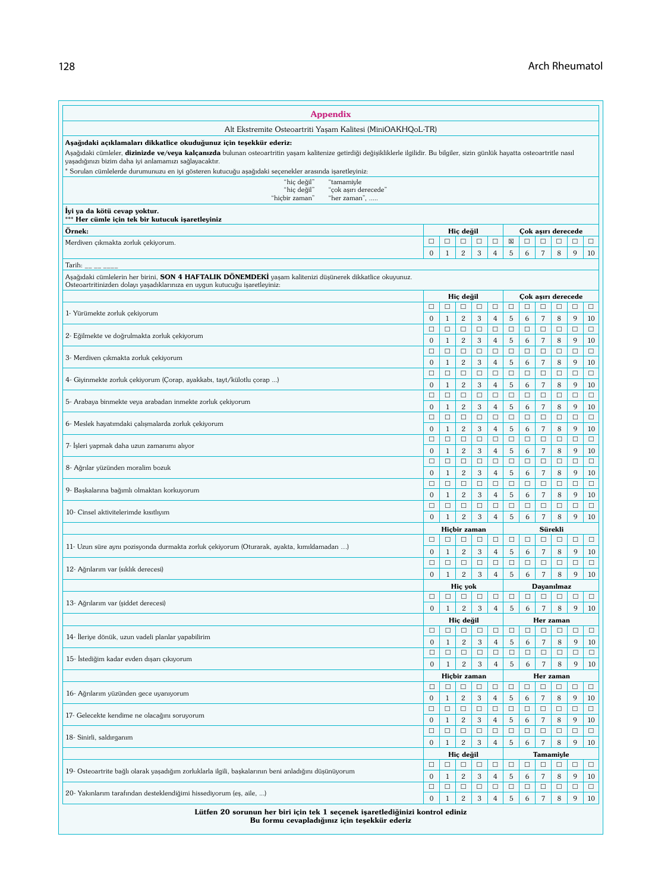## Appendix

Alt Ekstremite Osteoartriti Yaşam Kalitesi (MiniOAKHQoL-TR)

**Aşağıdaki açıklamaları dikkatlice okuduğunuz için teşekkür ederiz:**

Aşağıdaki cümleler, **dizinizde ve/veya kalçanızda** bulunan osteoartritin yaşam kalitenize getirdiği değişikliklerle ilgilidir. Bu bilgiler, sizin günlük hayatta osteoartritle nasıl yaşadığınızı bizim daha iyi anlamamızı sağlayacaktır.

* Sorulan cümlelerde durumunuzu en iyi gösteren kutucuğu aşağıdaki seçenekler arasında işaretleyiniz:

"hiç değil" "tamamiyle"
"hiç değil" "çok aşırı derecede"
"hiçbir zaman" "her zaman", .....

**İyi ya da kötü cevap yoktur.**
**\*\*\* Her cümle için tek bir kutucuk işaretleyiniz**

| **Örnek:** | **Hiç değil** | | | | | **Çok aşırı derecede** | | | | | |
|---|---|---|---|---|---|---|---|---|---|---|---|
| Merdiven çıkmakta zorluk çekiyorum. | □ | □ | □ | □ | □ | ☒ | □ | □ | □ | □ | □ |
| | 0 | 1 | 2 | 3 | 4 | 5 | 6 | 7 | 8 | 9 | 10 |

Tarih: __ __ ____

Aşağıdaki cümlelerin her birini, **SON 4 HAFTALIK DÖNEMDEKİ** yaşam kalitenizi düşünerek dikkatlice okuyunuz.
Osteoartritinizden dolayı yaşadıklarınıza en uygun kutucuğu işaretleyiniz:

| | **Hiç değil** | | | | | **Çok aşırı derecede** | | | | | |
|---|---|---|---|---|---|---|---|---|---|---|---|
| 1- Yürümekte zorluk çekiyorum | □ 0 | □ 1 | □ 2 | □ 3 | □ 4 | □ 5 | □ 6 | □ 7 | □ 8 | □ 9 | □ 10 |
| 2- Eğilmekte ve doğrulmakta zorluk çekiyorum | □ 0 | □ 1 | □ 2 | □ 3 | □ 4 | □ 5 | □ 6 | □ 7 | □ 8 | □ 9 | □ 10 |
| 3- Merdiven çıkmakta zorluk çekiyorum | □ 0 | □ 1 | □ 2 | □ 3 | □ 4 | □ 5 | □ 6 | □ 7 | □ 8 | □ 9 | □ 10 |
| 4- Giyinmekte zorluk çekiyorum (Çorap, ayakkabı, tayt/külotlu çorap ...) | □ 0 | □ 1 | □ 2 | □ 3 | □ 4 | □ 5 | □ 6 | □ 7 | □ 8 | □ 9 | □ 10 |
| 5- Arabaya binmekte veya arabadan inmekte zorluk çekiyorum | □ 0 | □ 1 | □ 2 | □ 3 | □ 4 | □ 5 | □ 6 | □ 7 | □ 8 | □ 9 | □ 10 |
| 6- Meslek hayatımdaki çalışmalarda zorluk çekiyorum | □ 0 | □ 1 | □ 2 | □ 3 | □ 4 | □ 5 | □ 6 | □ 7 | □ 8 | □ 9 | □ 10 |
| 7- İşleri yapmak daha uzun zamanımı alıyor | □ 0 | □ 1 | □ 2 | □ 3 | □ 4 | □ 5 | □ 6 | □ 7 | □ 8 | □ 9 | □ 10 |
| 8- Ağrılar yüzünden moralim bozuk | □ 0 | □ 1 | □ 2 | □ 3 | □ 4 | □ 5 | □ 6 | □ 7 | □ 8 | □ 9 | □ 10 |
| 9- Başkalarına bağımlı olmaktan korkuyorum | □ 0 | □ 1 | □ 2 | □ 3 | □ 4 | □ 5 | □ 6 | □ 7 | □ 8 | □ 9 | □ 10 |
| 10- Cinsel aktivitelerimde kısıtlıyım | □ 0 | □ 1 | □ 2 | □ 3 | □ 4 | □ 5 | □ 6 | □ 7 | □ 8 | □ 9 | □ 10 |
| | **Hiçbir zaman** | | | | | **Sürekli** | | | | | |
| 11- Uzun süre aynı pozisyonda durmakta zorluk çekiyorum (Oturarak, ayakta, kımıldamadan ...) | □ 0 | □ 1 | □ 2 | □ 3 | □ 4 | □ 5 | □ 6 | □ 7 | □ 8 | □ 9 | □ 10 |
| 12- Ağrılarım var (sıklık derecesi) | □ 0 | □ 1 | □ 2 | □ 3 | □ 4 | □ 5 | □ 6 | □ 7 | □ 8 | □ 9 | □ 10 |
| | **Hiç yok** | | | | | **Dayanılmaz** | | | | | |
| 13- Ağrılarım var (şiddet derecesi) | □ 0 | □ 1 | □ 2 | □ 3 | □ 4 | □ 5 | □ 6 | □ 7 | □ 8 | □ 9 | □ 10 |
| | **Hiç değil** | | | | | **Her zaman** | | | | | |
| 14- İleriye dönük, uzun vadeli planlar yapabilirim | □ 0 | □ 1 | □ 2 | □ 3 | □ 4 | □ 5 | □ 6 | □ 7 | □ 8 | □ 9 | □ 10 |
| 15- İstediğim kadar evden dışarı çıkıyorum | □ 0 | □ 1 | □ 2 | □ 3 | □ 4 | □ 5 | □ 6 | □ 7 | □ 8 | □ 9 | □ 10 |
| | **Hiçbir zaman** | | | | | **Her zaman** | | | | | |
| 16- Ağrılarım yüzünden gece uyanıyorum | □ 0 | □ 1 | □ 2 | □ 3 | □ 4 | □ 5 | □ 6 | □ 7 | □ 8 | □ 9 | □ 10 |
| 17- Gelecekte kendime ne olacağını soruyorum | □ 0 | □ 1 | □ 2 | □ 3 | □ 4 | □ 5 | □ 6 | □ 7 | □ 8 | □ 9 | □ 10 |
| 18- Sinirli, saldırganım | □ 0 | □ 1 | □ 2 | □ 3 | □ 4 | □ 5 | □ 6 | □ 7 | □ 8 | □ 9 | □ 10 |
| | **Hiç değil** | | | | | **Tamamiyle** | | | | | |
| 19- Osteoartrite bağlı olarak yaşadığım zorluklarla ilgili, başkalarının beni anladığını düşünüyorum | □ 0 | □ 1 | □ 2 | □ 3 | □ 4 | □ 5 | □ 6 | □ 7 | □ 8 | □ 9 | □ 10 |
| 20- Yakınlarım tarafından desteklendiğimi hissediyorum (eş, aile, ...) | □ 0 | □ 1 | □ 2 | □ 3 | □ 4 | □ 5 | □ 6 | □ 7 | □ 8 | □ 9 | □ 10 |

**Lütfen 20 sorunun her biri için tek 1 seçenek işaretlediğinizi kontrol ediniz**
**Bu formu cevapladığınız için teşekkür ederiz**